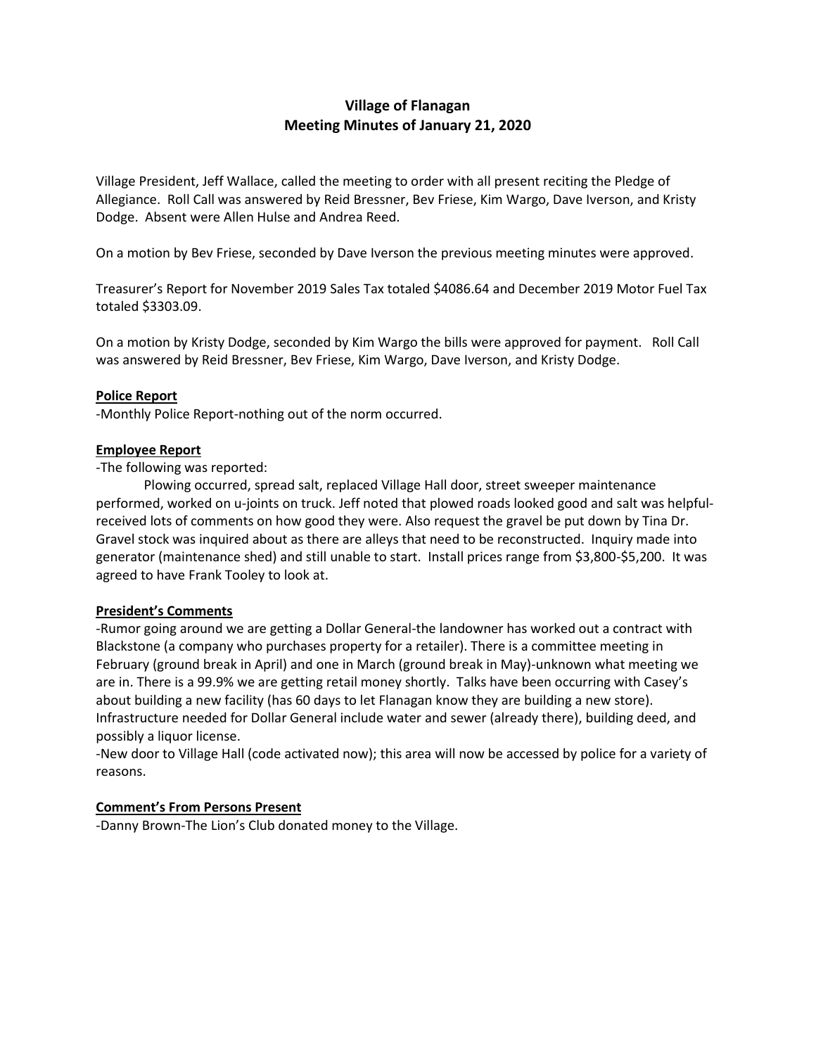# Village of Flanagan
## Meeting Minutes of January 21, 2020

Village President, Jeff Wallace, called the meeting to order with all present reciting the Pledge of Allegiance. Roll Call was answered by Reid Bressner, Bev Friese, Kim Wargo, Dave Iverson, and Kristy Dodge. Absent were Allen Hulse and Andrea Reed.

On a motion by Bev Friese, seconded by Dave Iverson the previous meeting minutes were approved.

Treasurer's Report for November 2019 Sales Tax totaled $4086.64 and December 2019 Motor Fuel Tax totaled $3303.09.

On a motion by Kristy Dodge, seconded by Kim Wargo the bills were approved for payment. Roll Call was answered by Reid Bressner, Bev Friese, Kim Wargo, Dave Iverson, and Kristy Dodge.

**Police Report**

-Monthly Police Report-nothing out of the norm occurred.

**Employee Report**

-The following was reported:

Plowing occurred, spread salt, replaced Village Hall door, street sweeper maintenance performed, worked on u-joints on truck. Jeff noted that plowed roads looked good and salt was helpful-received lots of comments on how good they were. Also request the gravel be put down by Tina Dr. Gravel stock was inquired about as there are alleys that need to be reconstructed. Inquiry made into generator (maintenance shed) and still unable to start. Install prices range from $3,800-$5,200. It was agreed to have Frank Tooley to look at.

**President's Comments**

-Rumor going around we are getting a Dollar General-the landowner has worked out a contract with Blackstone (a company who purchases property for a retailer). There is a committee meeting in February (ground break in April) and one in March (ground break in May)-unknown what meeting we are in. There is a 99.9% we are getting retail money shortly. Talks have been occurring with Casey's about building a new facility (has 60 days to let Flanagan know they are building a new store). Infrastructure needed for Dollar General include water and sewer (already there), building deed, and possibly a liquor license.

-New door to Village Hall (code activated now); this area will now be accessed by police for a variety of reasons.

**Comment's From Persons Present**

-Danny Brown-The Lion's Club donated money to the Village.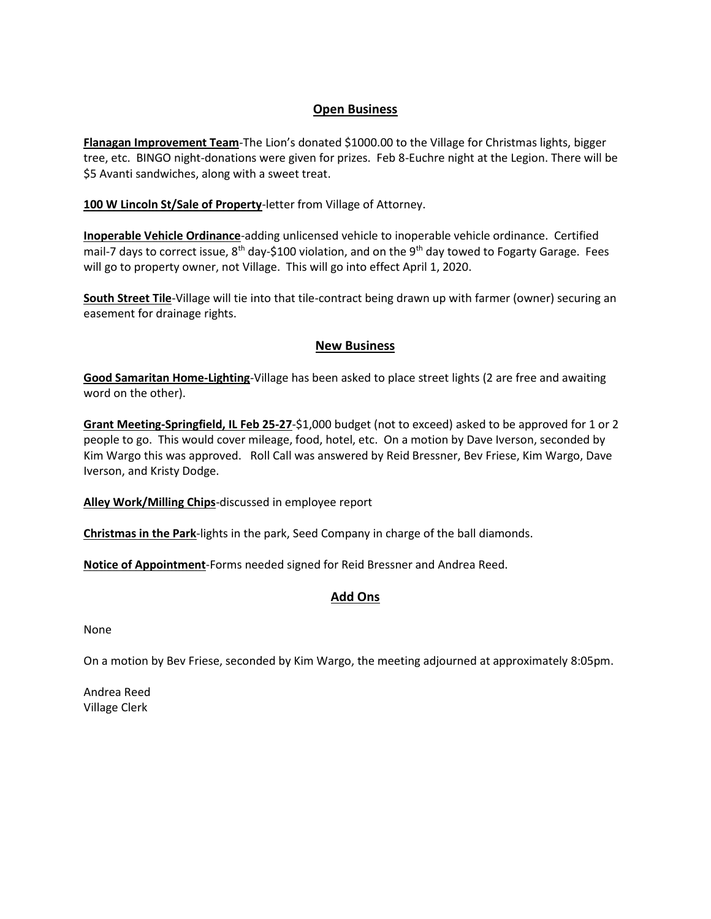## Open Business

**Flanagan Improvement Team**-The Lion's donated $1000.00 to the Village for Christmas lights, bigger tree, etc. BINGO night-donations were given for prizes. Feb 8-Euchre night at the Legion. There will be $5 Avanti sandwiches, along with a sweet treat.

**100 W Lincoln St/Sale of Property**-letter from Village of Attorney.

**Inoperable Vehicle Ordinance**-adding unlicensed vehicle to inoperable vehicle ordinance. Certified mail-7 days to correct issue, 8th day-$100 violation, and on the 9th day towed to Fogarty Garage. Fees will go to property owner, not Village. This will go into effect April 1, 2020.

**South Street Tile**-Village will tie into that tile-contract being drawn up with farmer (owner) securing an easement for drainage rights.

## New Business

**Good Samaritan Home-Lighting**-Village has been asked to place street lights (2 are free and awaiting word on the other).

**Grant Meeting-Springfield, IL Feb 25-27**-$1,000 budget (not to exceed) asked to be approved for 1 or 2 people to go. This would cover mileage, food, hotel, etc. On a motion by Dave Iverson, seconded by Kim Wargo this was approved. Roll Call was answered by Reid Bressner, Bev Friese, Kim Wargo, Dave Iverson, and Kristy Dodge.

**Alley Work/Milling Chips**-discussed in employee report

**Christmas in the Park**-lights in the park, Seed Company in charge of the ball diamonds.

**Notice of Appointment**-Forms needed signed for Reid Bressner and Andrea Reed.

## Add Ons

None

On a motion by Bev Friese, seconded by Kim Wargo, the meeting adjourned at approximately 8:05pm.

Andrea Reed
Village Clerk